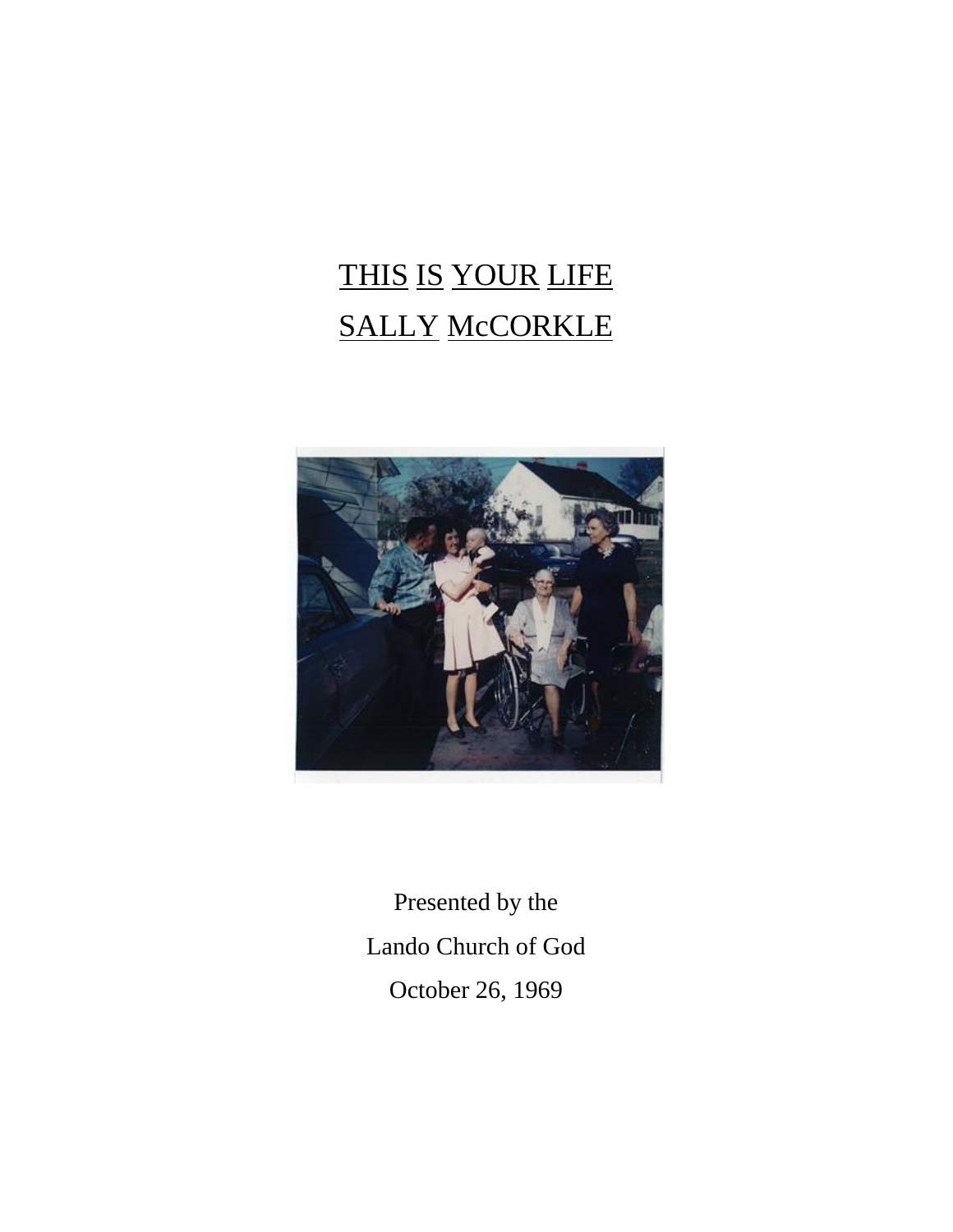# THIS IS YOUR LIFE
# SALLY McCORKLE

Presented by the

Lando Church of God

October 26, 1969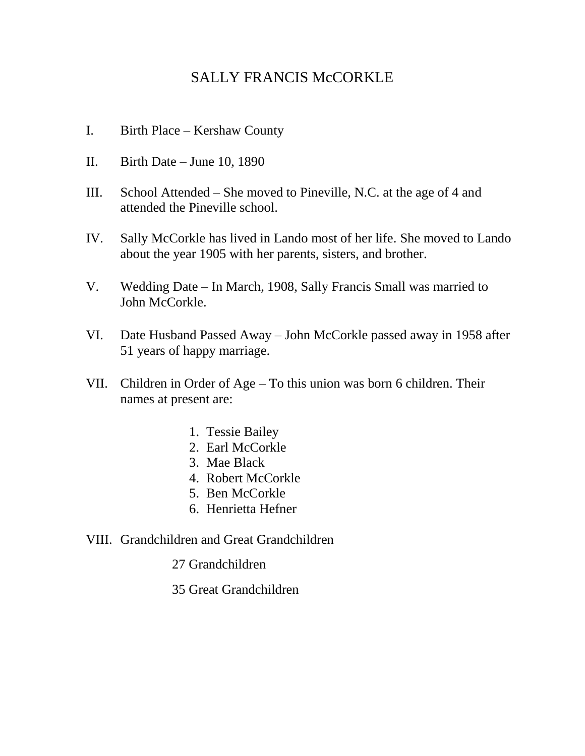# SALLY FRANCIS McCORKLE

I. Birth Place – Kershaw County

II. Birth Date – June 10, 1890

III. School Attended – She moved to Pineville, N.C. at the age of 4 and attended the Pineville school.

IV. Sally McCorkle has lived in Lando most of her life. She moved to Lando about the year 1905 with her parents, sisters, and brother.

V. Wedding Date – In March, 1908, Sally Francis Small was married to John McCorkle.

VI. Date Husband Passed Away – John McCorkle passed away in 1958 after 51 years of happy marriage.

VII. Children in Order of Age – To this union was born 6 children. Their names at present are:

1. Tessie Bailey
2. Earl McCorkle
3. Mae Black
4. Robert McCorkle
5. Ben McCorkle
6. Henrietta Hefner

VIII. Grandchildren and Great Grandchildren

27 Grandchildren

35 Great Grandchildren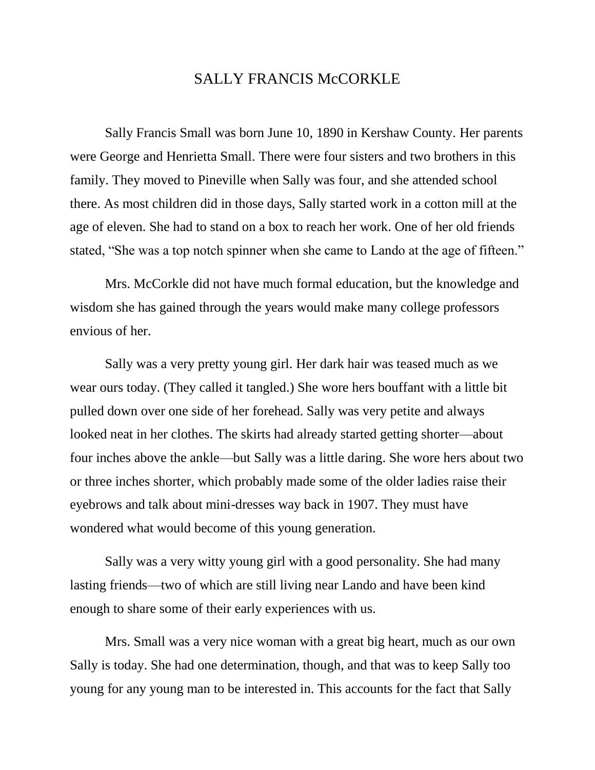# SALLY FRANCIS McCORKLE

Sally Francis Small was born June 10, 1890 in Kershaw County. Her parents were George and Henrietta Small. There were four sisters and two brothers in this family. They moved to Pineville when Sally was four, and she attended school there. As most children did in those days, Sally started work in a cotton mill at the age of eleven. She had to stand on a box to reach her work. One of her old friends stated, "She was a top notch spinner when she came to Lando at the age of fifteen."

Mrs. McCorkle did not have much formal education, but the knowledge and wisdom she has gained through the years would make many college professors envious of her.

Sally was a very pretty young girl. Her dark hair was teased much as we wear ours today. (They called it tangled.) She wore hers bouffant with a little bit pulled down over one side of her forehead. Sally was very petite and always looked neat in her clothes. The skirts had already started getting shorter—about four inches above the ankle—but Sally was a little daring. She wore hers about two or three inches shorter, which probably made some of the older ladies raise their eyebrows and talk about mini-dresses way back in 1907. They must have wondered what would become of this young generation.

Sally was a very witty young girl with a good personality. She had many lasting friends—two of which are still living near Lando and have been kind enough to share some of their early experiences with us.

Mrs. Small was a very nice woman with a great big heart, much as our own Sally is today. She had one determination, though, and that was to keep Sally too young for any young man to be interested in. This accounts for the fact that Sally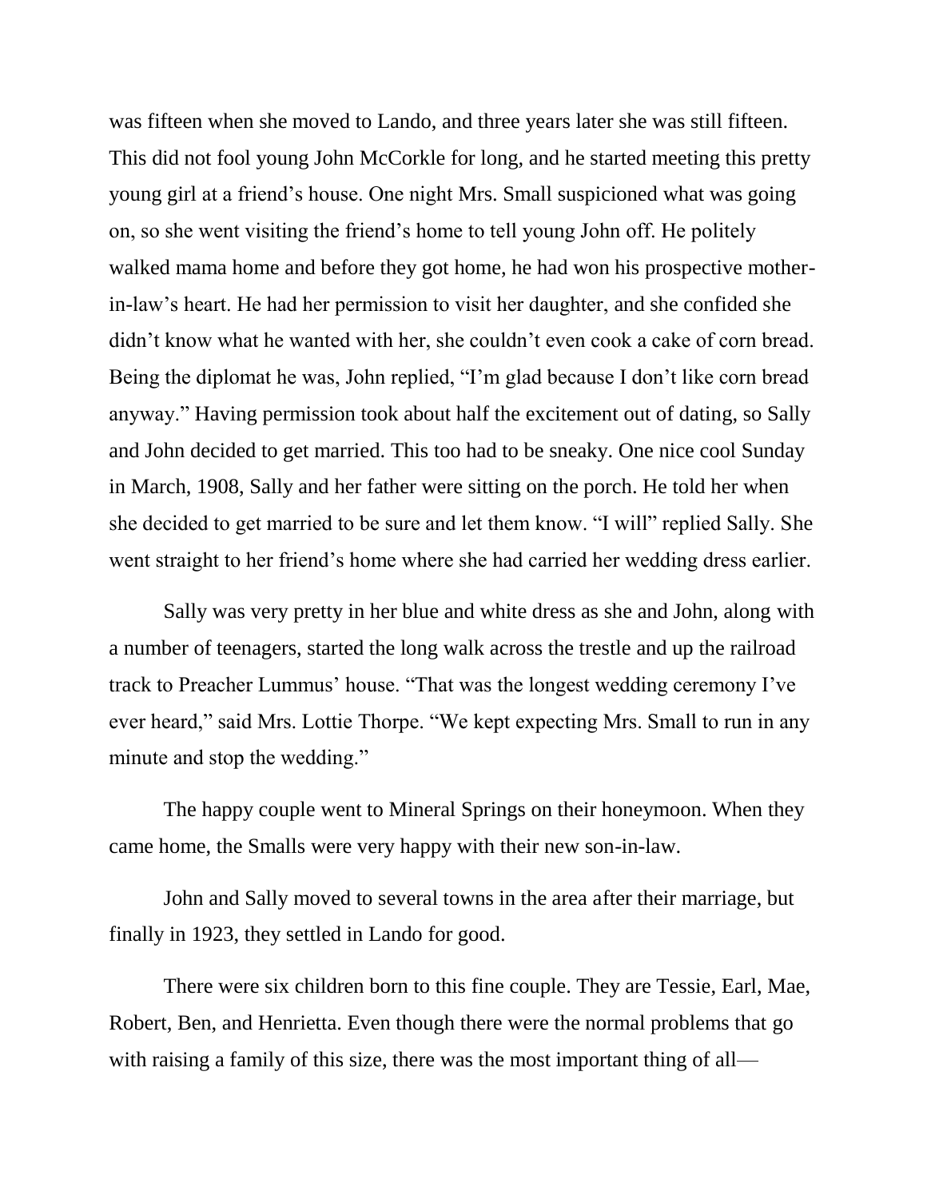was fifteen when she moved to Lando, and three years later she was still fifteen. This did not fool young John McCorkle for long, and he started meeting this pretty young girl at a friend's house. One night Mrs. Small suspicioned what was going on, so she went visiting the friend's home to tell young John off. He politely walked mama home and before they got home, he had won his prospective mother-in-law's heart. He had her permission to visit her daughter, and she confided she didn't know what he wanted with her, she couldn't even cook a cake of corn bread. Being the diplomat he was, John replied, "I'm glad because I don't like corn bread anyway." Having permission took about half the excitement out of dating, so Sally and John decided to get married. This too had to be sneaky. One nice cool Sunday in March, 1908, Sally and her father were sitting on the porch. He told her when she decided to get married to be sure and let them know. "I will" replied Sally. She went straight to her friend's home where she had carried her wedding dress earlier.

Sally was very pretty in her blue and white dress as she and John, along with a number of teenagers, started the long walk across the trestle and up the railroad track to Preacher Lummus' house. "That was the longest wedding ceremony I've ever heard," said Mrs. Lottie Thorpe. "We kept expecting Mrs. Small to run in any minute and stop the wedding."

The happy couple went to Mineral Springs on their honeymoon. When they came home, the Smalls were very happy with their new son-in-law.

John and Sally moved to several towns in the area after their marriage, but finally in 1923, they settled in Lando for good.

There were six children born to this fine couple. They are Tessie, Earl, Mae, Robert, Ben, and Henrietta. Even though there were the normal problems that go with raising a family of this size, there was the most important thing of all—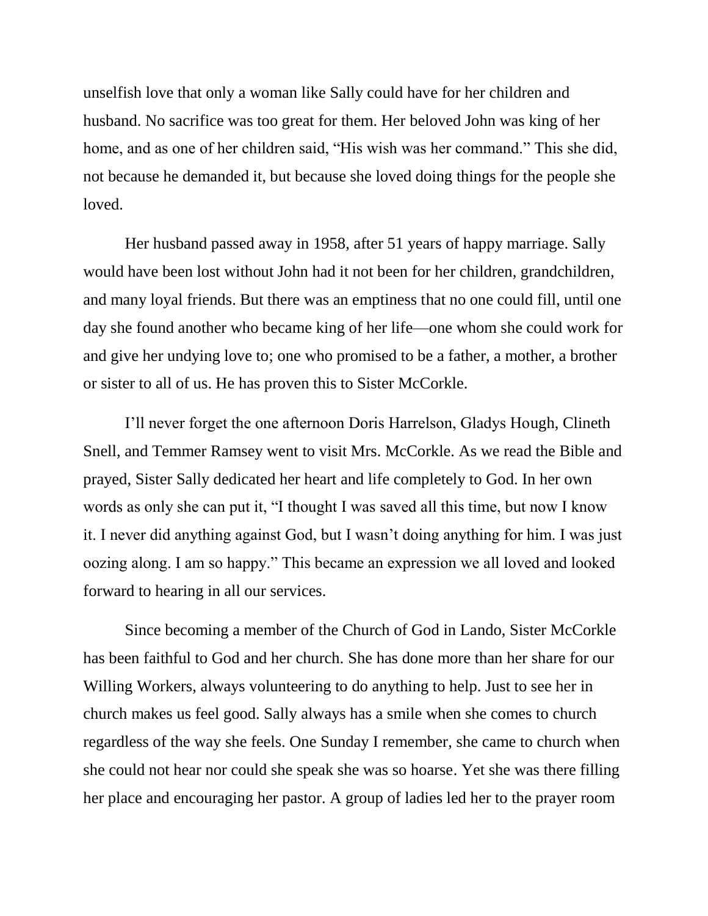unselfish love that only a woman like Sally could have for her children and husband. No sacrifice was too great for them. Her beloved John was king of her home, and as one of her children said, "His wish was her command." This she did, not because he demanded it, but because she loved doing things for the people she loved.

Her husband passed away in 1958, after 51 years of happy marriage. Sally would have been lost without John had it not been for her children, grandchildren, and many loyal friends. But there was an emptiness that no one could fill, until one day she found another who became king of her life—one whom she could work for and give her undying love to; one who promised to be a father, a mother, a brother or sister to all of us. He has proven this to Sister McCorkle.

I'll never forget the one afternoon Doris Harrelson, Gladys Hough, Clineth Snell, and Temmer Ramsey went to visit Mrs. McCorkle. As we read the Bible and prayed, Sister Sally dedicated her heart and life completely to God. In her own words as only she can put it, "I thought I was saved all this time, but now I know it. I never did anything against God, but I wasn't doing anything for him. I was just oozing along. I am so happy." This became an expression we all loved and looked forward to hearing in all our services.

Since becoming a member of the Church of God in Lando, Sister McCorkle has been faithful to God and her church. She has done more than her share for our Willing Workers, always volunteering to do anything to help. Just to see her in church makes us feel good. Sally always has a smile when she comes to church regardless of the way she feels. One Sunday I remember, she came to church when she could not hear nor could she speak she was so hoarse. Yet she was there filling her place and encouraging her pastor. A group of ladies led her to the prayer room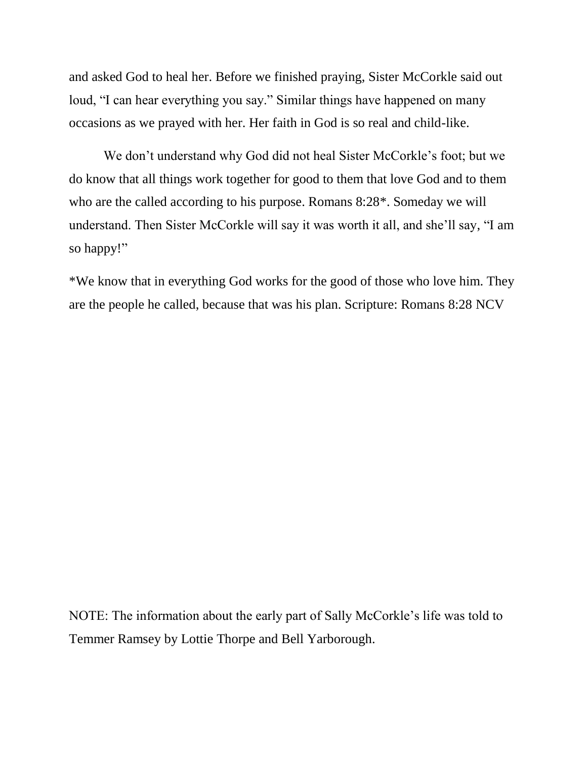and asked God to heal her. Before we finished praying, Sister McCorkle said out loud, “I can hear everything you say.” Similar things have happened on many occasions as we prayed with her. Her faith in God is so real and child-like.

We don’t understand why God did not heal Sister McCorkle’s foot; but we do know that all things work together for good to them that love God and to them who are the called according to his purpose. Romans 8:28*. Someday we will understand. Then Sister McCorkle will say it was worth it all, and she’ll say, “I am so happy!”

*We know that in everything God works for the good of those who love him. They are the people he called, because that was his plan. Scripture: Romans 8:28 NCV

NOTE: The information about the early part of Sally McCorkle’s life was told to Temmer Ramsey by Lottie Thorpe and Bell Yarborough.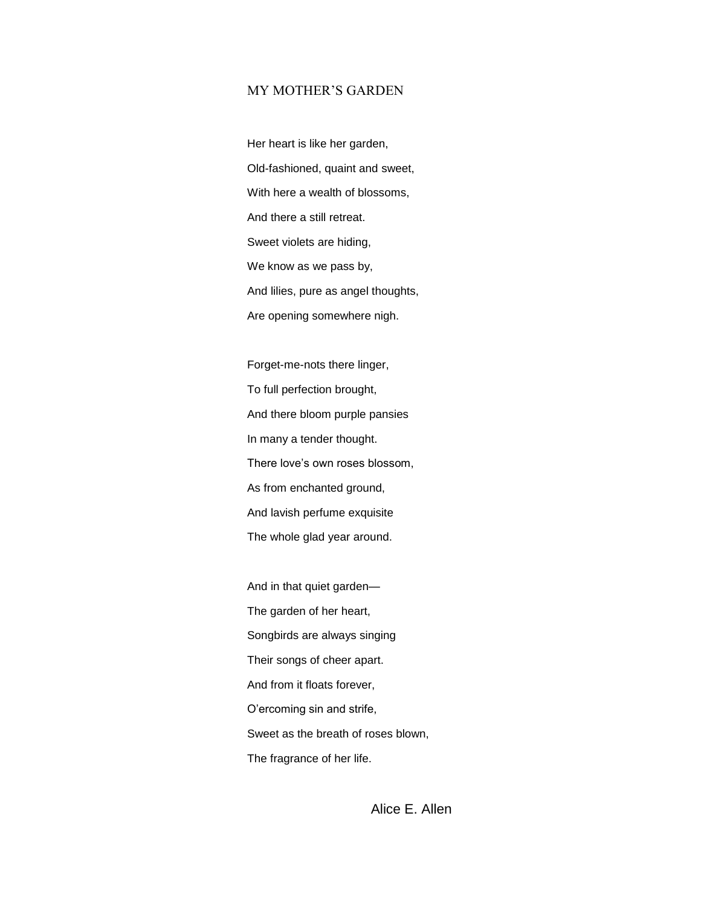# MY MOTHER’S GARDEN

Her heart is like her garden,
Old-fashioned, quaint and sweet,
With here a wealth of blossoms,
And there a still retreat.
Sweet violets are hiding,
We know as we pass by,
And lilies, pure as angel thoughts,
Are opening somewhere nigh.

Forget-me-nots there linger,
To full perfection brought,
And there bloom purple pansies
In many a tender thought.
There love’s own roses blossom,
As from enchanted ground,
And lavish perfume exquisite
The whole glad year around.

And in that quiet garden—
The garden of her heart,
Songbirds are always singing
Their songs of cheer apart.
And from it floats forever,
O’ercoming sin and strife,
Sweet as the breath of roses blown,
The fragrance of her life.

Alice E. Allen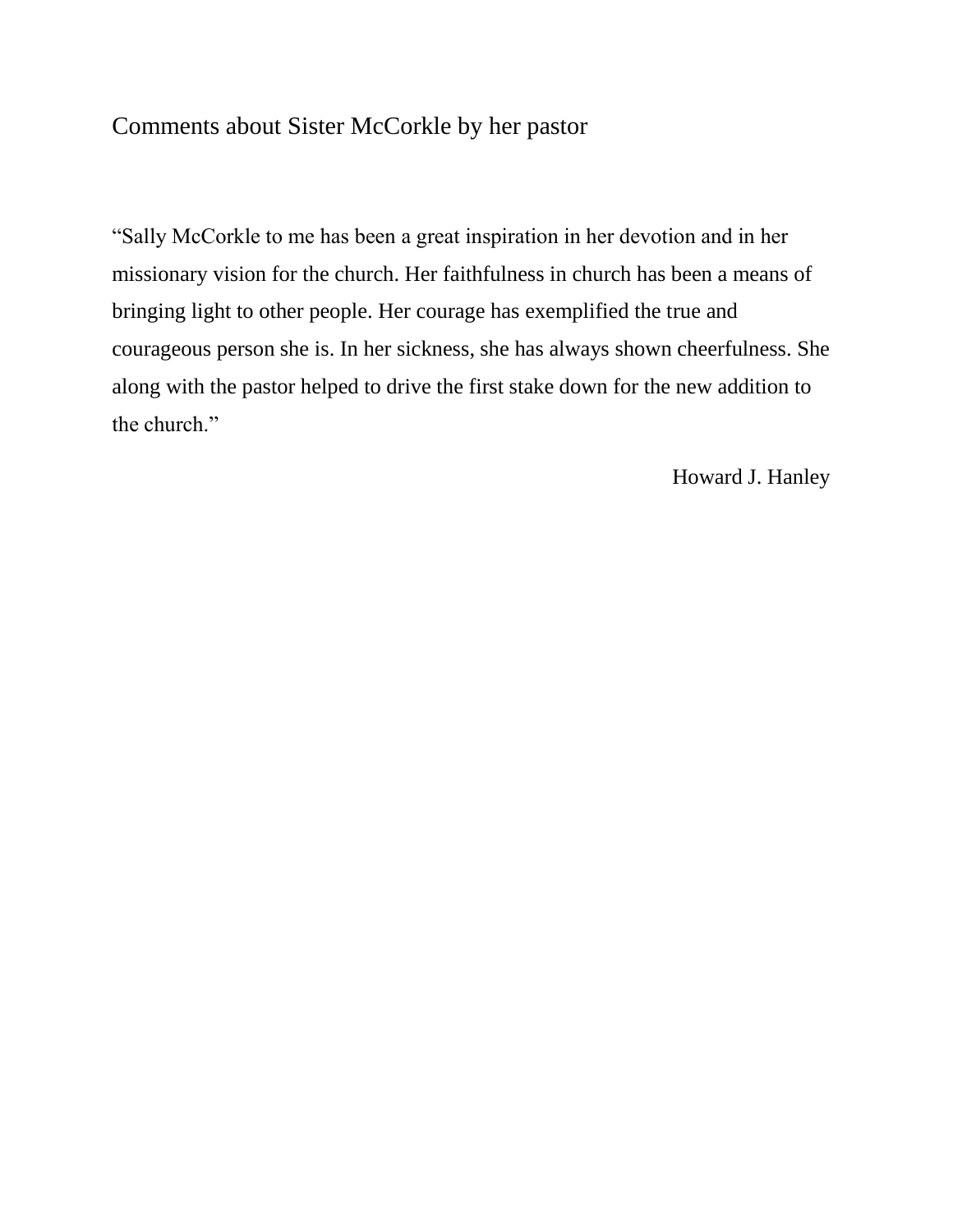## Comments about Sister McCorkle by her pastor

"Sally McCorkle to me has been a great inspiration in her devotion and in her missionary vision for the church. Her faithfulness in church has been a means of bringing light to other people. Her courage has exemplified the true and courageous person she is. In her sickness, she has always shown cheerfulness. She along with the pastor helped to drive the first stake down for the new addition to the church."

Howard J. Hanley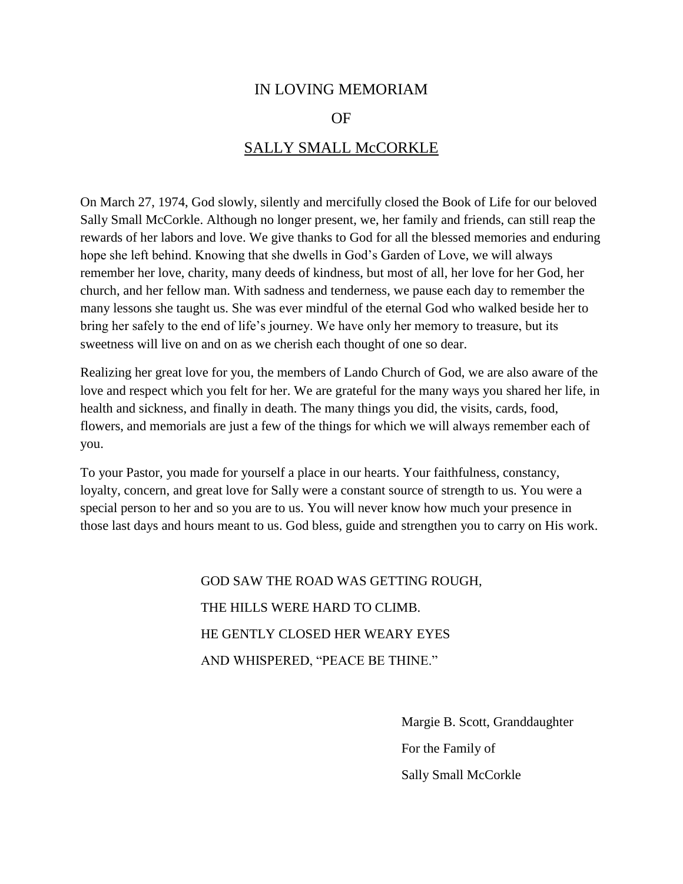# IN LOVING MEMORIAM

# OF

# SALLY SMALL McCORKLE

On March 27, 1974, God slowly, silently and mercifully closed the Book of Life for our beloved Sally Small McCorkle. Although no longer present, we, her family and friends, can still reap the rewards of her labors and love. We give thanks to God for all the blessed memories and enduring hope she left behind. Knowing that she dwells in God's Garden of Love, we will always remember her love, charity, many deeds of kindness, but most of all, her love for her God, her church, and her fellow man. With sadness and tenderness, we pause each day to remember the many lessons she taught us. She was ever mindful of the eternal God who walked beside her to bring her safely to the end of life's journey. We have only her memory to treasure, but its sweetness will live on and on as we cherish each thought of one so dear.

Realizing her great love for you, the members of Lando Church of God, we are also aware of the love and respect which you felt for her. We are grateful for the many ways you shared her life, in health and sickness, and finally in death. The many things you did, the visits, cards, food, flowers, and memorials are just a few of the things for which we will always remember each of you.

To your Pastor, you made for yourself a place in our hearts. Your faithfulness, constancy, loyalty, concern, and great love for Sally were a constant source of strength to us. You were a special person to her and so you are to us. You will never know how much your presence in those last days and hours meant to us. God bless, guide and strengthen you to carry on His work.

GOD SAW THE ROAD WAS GETTING ROUGH,

THE HILLS WERE HARD TO CLIMB.

HE GENTLY CLOSED HER WEARY EYES

AND WHISPERED, "PEACE BE THINE."

Margie B. Scott, Granddaughter

For the Family of

Sally Small McCorkle